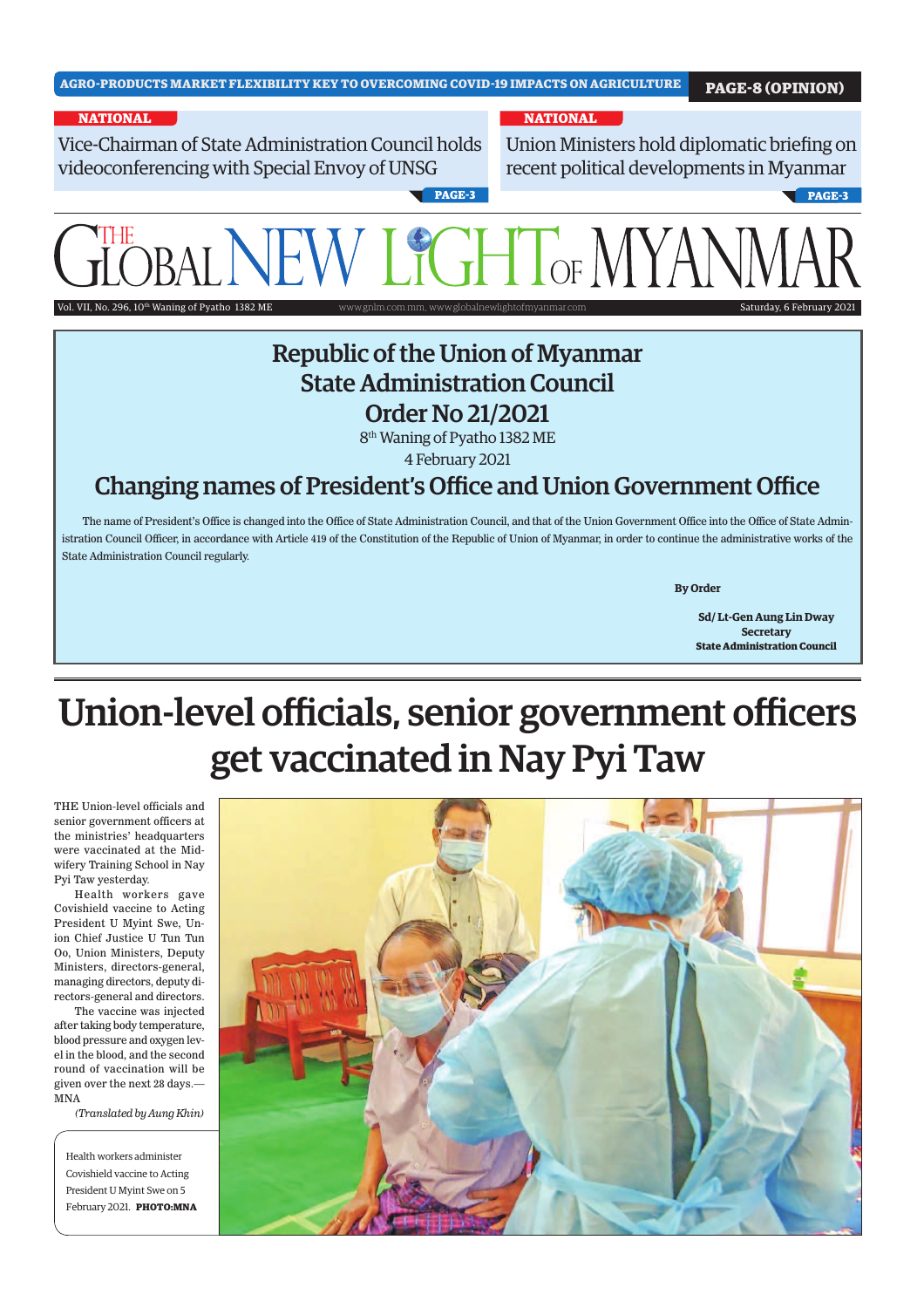AGRO-PRODUCTS MARKET FLEXIBILITY KEY TO OVERCOMING COVID-19 IMPACTS ON AGRICULTURE **PAGE-8 (OPINION)**

**NATIONAL**

Vice-Chairman of State Administration Council holds videoconferencing with Special Envoy of UNSG **PAGE-3**

**NATIONAL**

Union Ministers hold diplomatic briefing on recent political developments in Myanmar **PAGE-3**

# THE GLOBAL NEW LIGHT OF MYANMAR

Vol. VII, No. 296, 10th Waning of Pyatho 1382 ME — www.gnlm.com.mm, www.globalnewlightofmyanmar.com — Saturday, 6 February 2021

## Republic of the Union of Myanmar
## State Administration Council
## Order No 21/2021

8th Waning of Pyatho 1382 ME

4 February 2021

## Changing names of President's Office and Union Government Office

The name of President's Office is changed into the Office of State Administration Council, and that of the Union Government Office into the Office of State Administration Council Officer, in accordance with Article 419 of the Constitution of the Republic of Union of Myanmar, in order to continue the administrative works of the State Administration Council regularly.

**By Order**

**Sd/ Lt-Gen Aung Lin Dway**
**Secretary**
**State Administration Council**

# Union-level officials, senior government officers get vaccinated in Nay Pyi Taw

THE Union-level officials and senior government officers at the ministries' headquarters were vaccinated at the Midwifery Training School in Nay Pyi Taw yesterday.

Health workers gave Covishield vaccine to Acting President U Myint Swe, Union Chief Justice U Tun Tun Oo, Union Ministers, Deputy Ministers, directors-general, managing directors, deputy directors-general and directors.

The vaccine was injected after taking body temperature, blood pressure and oxygen level in the blood, and the second round of vaccination will be given over the next 28 days.—MNA

*(Translated by Aung Khin)*

Health workers administer Covishield vaccine to Acting President U Myint Swe on 5 February 2021. **PHOTO:MNA**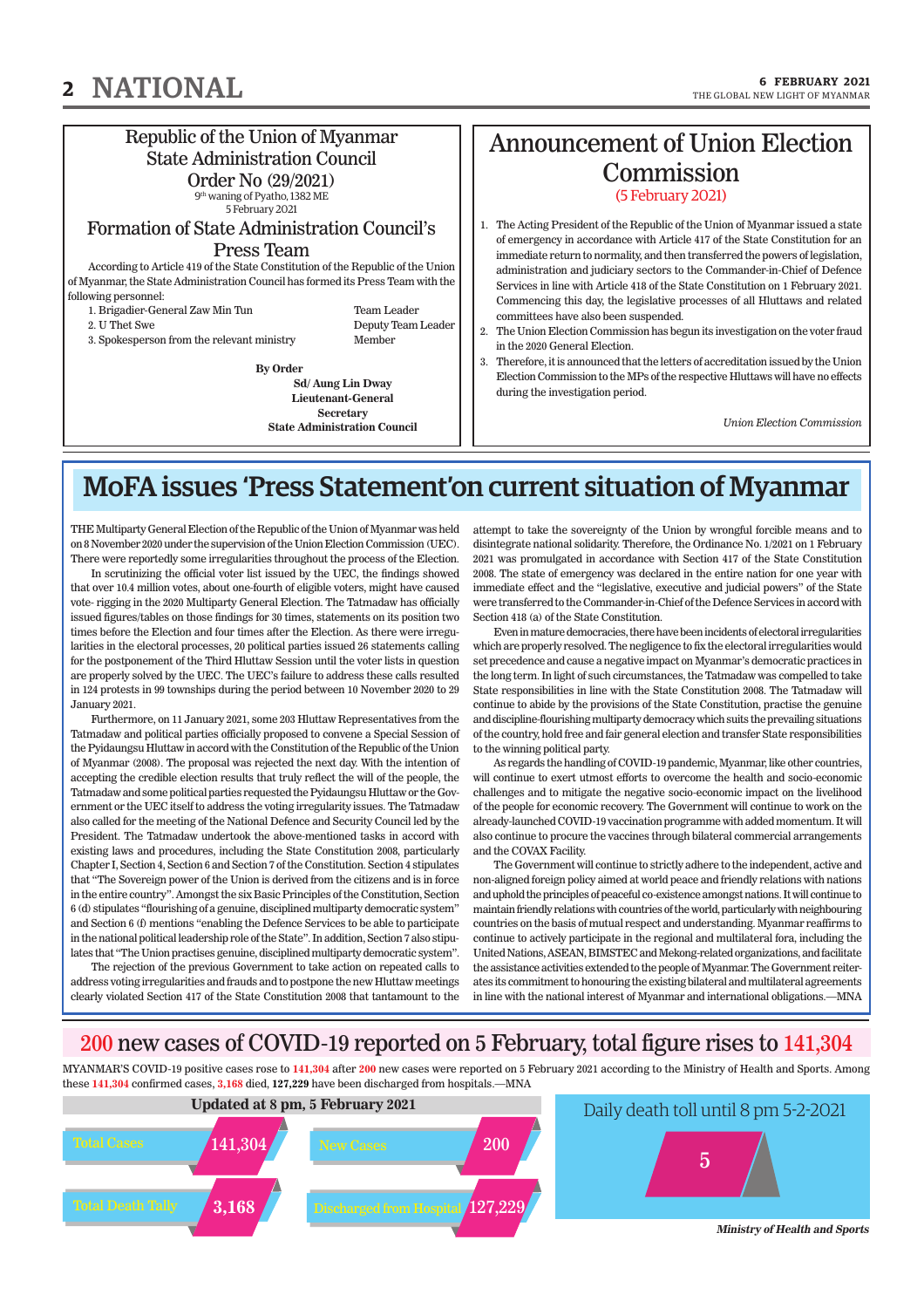## Republic of the Union of Myanmar
## State Administration Council
## Order No (29/2021)

9th waning of Pyatho, 1382 ME
5 February 2021

### Formation of State Administration Council's Press Team

According to Article 419 of the State Constitution of the Republic of the Union of Myanmar, the State Administration Council has formed its Press Team with the following personnel:

| | | |
|---|---|---|
| 1. | Brigadier-General Zaw Min Tun | Team Leader |
| 2. | U Thet Swe | Deputy Team Leader |
| 3. | Spokesperson from the relevant ministry | Member |

**By Order**
**Sd/ Aung Lin Dway**
**Lieutenant-General**
**Secretary**
**State Administration Council**

## Announcement of Union Election Commission

(5 February 2021)

1. The Acting President of the Republic of the Union of Myanmar issued a state of emergency in accordance with Article 417 of the State Constitution for an immediate return to normality, and then transferred the powers of legislation, administration and judiciary sectors to the Commander-in-Chief of Defence Services in line with Article 418 of the State Constitution on 1 February 2021. Commencing this day, the legislative processes of all Hluttaws and related committees have also been suspended.
2. The Union Election Commission has begun its investigation on the voter fraud in the 2020 General Election.
3. Therefore, it is announced that the letters of accreditation issued by the Union Election Commission to the MPs of the respective Hluttaws will have no effects during the investigation period.

*Union Election Commission*

# MoFA issues 'Press Statement'on current situation of Myanmar

THE Multiparty General Election of the Republic of the Union of Myanmar was held on 8 November 2020 under the supervision of the Union Election Commission (UEC). There were reportedly some irregularities throughout the process of the Election.

In scrutinizing the official voter list issued by the UEC, the findings showed that over 10.4 million votes, about one-fourth of eligible voters, might have caused vote- rigging in the 2020 Multiparty General Election. The Tatmadaw has officially issued figures/tables on those findings for 30 times, statements on its position two times before the Election and four times after the Election. As there were irregularities in the electoral processes, 20 political parties issued 26 statements calling for the postponement of the Third Hluttaw Session until the voter lists in question are properly solved by the UEC. The UEC's failure to address these calls resulted in 124 protests in 99 townships during the period between 10 November 2020 to 29 January 2021.

Furthermore, on 11 January 2021, some 203 Hluttaw Representatives from the Tatmadaw and political parties officially proposed to convene a Special Session of the Pyidaungsu Hluttaw in accord with the Constitution of the Republic of the Union of Myanmar (2008). The proposal was rejected the next day. With the intention of accepting the credible election results that truly reflect the will of the people, the Tatmadaw and some political parties requested the Pyidaungsu Hluttaw or the Government or the UEC itself to address the voting irregularity issues. The Tatmadaw also called for the meeting of the National Defence and Security Council led by the President. The Tatmadaw undertook the above-mentioned tasks in accord with existing laws and procedures, including the State Constitution 2008, particularly Chapter I, Section 4, Section 6 and Section 7 of the Constitution. Section 4 stipulates that "The Sovereign power of the Union is derived from the citizens and is in force in the entire country". Amongst the six Basic Principles of the Constitution, Section 6 (d) stipulates "flourishing of a genuine, disciplined multiparty democratic system" and Section 6 (f) mentions "enabling the Defence Services to be able to participate in the national political leadership role of the State". In addition, Section 7 also stipulates that "The Union practises genuine, disciplined multiparty democratic system".

The rejection of the previous Government to take action on repeated calls to address voting irregularities and frauds and to postpone the new Hluttaw meetings clearly violated Section 417 of the State Constitution 2008 that tantamount to the attempt to take the sovereignty of the Union by wrongful forcible means and to disintegrate national solidarity. Therefore, the Ordinance No. 1/2021 on 1 February 2021 was promulgated in accordance with Section 417 of the State Constitution 2008. The state of emergency was declared in the entire nation for one year with immediate effect and the "legislative, executive and judicial powers" of the State were transferred to the Commander-in-Chief of the Defence Services in accord with Section 418 (a) of the State Constitution.

Even in mature democracies, there have been incidents of electoral irregularities which are properly resolved. The negligence to fix the electoral irregularities would set precedence and cause a negative impact on Myanmar's democratic practices in the long term. In light of such circumstances, the Tatmadaw was compelled to take State responsibilities in line with the State Constitution 2008. The Tatmadaw will continue to abide by the provisions of the State Constitution, practise the genuine and discipline-flourishing multiparty democracy which suits the prevailing situations of the country, hold free and fair general election and transfer State responsibilities to the winning political party.

As regards the handling of COVID-19 pandemic, Myanmar, like other countries, will continue to exert utmost efforts to overcome the health and socio-economic challenges and to mitigate the negative socio-economic impact on the livelihood of the people for economic recovery. The Government will continue to work on the already-launched COVID-19 vaccination programme with added momentum. It will also continue to procure the vaccines through bilateral commercial arrangements and the COVAX Facility.

The Government will continue to strictly adhere to the independent, active and non-aligned foreign policy aimed at world peace and friendly relations with nations and uphold the principles of peaceful co-existence amongst nations. It will continue to maintain friendly relations with countries of the world, particularly with neighbouring countries on the basis of mutual respect and understanding. Myanmar reaffirms to continue to actively participate in the regional and multilateral fora, including the United Nations, ASEAN, BIMSTEC and Mekong-related organizations, and facilitate the assistance activities extended to the people of Myanmar. The Government reiterates its commitment to honouring the existing bilateral and multilateral agreements in line with the national interest of Myanmar and international obligations.—MNA

# 200 new cases of COVID-19 reported on 5 February, total figure rises to 141,304

MYANMAR'S COVID-19 positive cases rose to 141,304 after 200 new cases were reported on 5 February 2021 according to the Ministry of Health and Sports. Among these 141,304 confirmed cases, 3,168 died, 127,229 have been discharged from hospitals.—MNA

**Updated at 8 pm, 5 February 2021**

| | |
|---|---|
| Total Cases | 141,304 |
| New Cases | 200 |
| Total Death Tally | 3,168 |
| Discharged from Hospital | 127,229 |

Daily death toll until 8 pm 5-2-2021: 5

***Ministry of Health and Sports***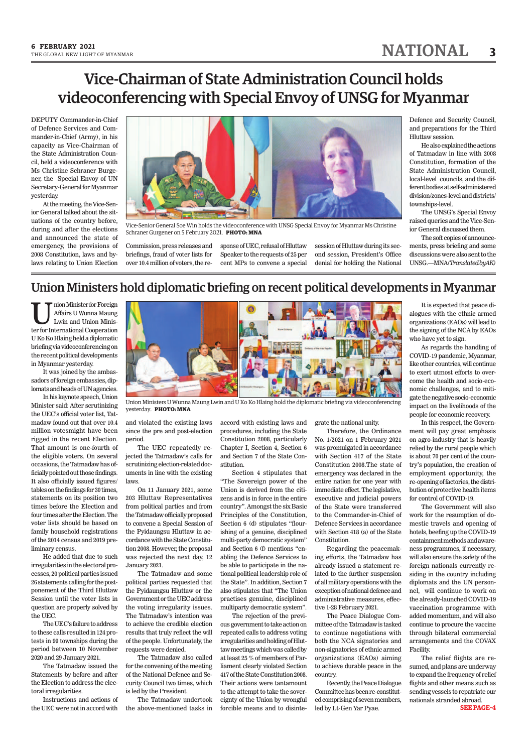# Vice-Chairman of State Administration Council holds videoconferencing with Special Envoy of UNSG for Myanmar

DEPUTY Commander-in-Chief of Defence Services and Commander-in-Chief (Army), in his capacity as Vice-Chairman of the State Administration Council, held a videoconference with Ms Christine Schraner Burgener, the Special Envoy of UN Secretary-General for Myanmar yesterday.

At the meeting, the Vice-Senior General talked about the situations of the country before, during and after the elections and announced the state of emergency, the provisions of 2008 Constitution, laws and by-laws relating to Union Election Commission, press releases and briefings, fraud of voter lists for over 10.4 million of voters, the response of UEC, refusal of Hluttaw Speaker to the requests of 25 per cent MPs to convene a special session of Hluttaw during its second session, President's Office denial for holding the National Defence and Security Council, and preparations for the Third Hluttaw session.

He also explained the actions of Tatmadaw in line with 2008 Constitution, formation of the State Administration Council, local-level councils, and the different bodies at self-administered division/zones-level and districts/townships-level.

The UNSG's Special Envoy raised queries and the Vice-Senior General discussed them.

The soft copies of announcements, press briefing and some discussions were also sent to the UNSG.—MNA*(Translated by AK)*

Vice-Senior General Soe Win holds the videoconference with UNSG Special Envoy for Myanmar Ms Christine Schraner Gurgener on 5 February 2021. **PHOTO: MNA**

# Union Ministers hold diplomatic briefing on recent political developments in Myanmar

Union Minister for Foreign Affairs U Wunna Maung Lwin and Union Minister for International Cooperation U Ko Ko Hlaing held a diplomatic briefing via videoconferencing on the recent political developments in Myanmar yesterday.

It was joined by the ambassadors of foreign embassies, diplomats and heads of UN agencies.

In his keynote speech, Union Minister said: After scrutinizing the UEC's official voter list, Tatmadaw found out that over 10.4 million votesmight have been rigged in the recent Election. That amount is one-fourth of the eligible voters. On several occasions, the Tatmadaw has officially pointed out those findings. It also officially issued figures/tables on the findings for 30 times, statements on its position two times before the Election and four times after the Election. The voter lists should be based on family household registrations of the 2014 census and 2019 preliminary census.

He added that due to such irregularities in the electoral processes, 20 political parties issued 26 statements calling for the postponement of the Third Hluttaw Session until the voter lists in question are properly solved by the UEC.

The UEC's failure to address to these calls resulted in 124 protests in 99 townships during the period between 10 November 2020 and 29 January 2021.

The Tatmadaw issued the Statements by before and after the Election to address the electoral irregularities.

Instructions and actions of the UEC were not in accord with and violated the existing laws since the pre and post-election period.

The UEC repeatedly rejected the Tatmadaw's calls for scrutinizing election-related documents in line with the existing laws.

On 11 January 2021, some 203 Hluttaw Representatives from political parties and from the Tatmadaw officially proposed to convene a Special Session of the Pyidaungsu Hluttaw in accordance with the State Constitution 2008. However, the proposal was rejected the next day, 12 January 2021.

The Tatmadaw and some political parties requested that the Pyidaungsu Hluttaw or the Government or the UEC address the voting irregularity issues. The Tatmadaw's intention was to achieve the credible election results that truly reflect the will of the people. Unfortunately, the requests were denied.

The Tatmadaw also called for the convening of the meeting of the National Defence and Security Council two times, which is led by the President.

The Tatmadaw undertook the above-mentioned tasks in accord with existing laws and procedures, including the State Constitution 2008, particularly Chapter I, Section 4, Section 6 and Section 7 of the State Constitution.

Section 4 stipulates that "The Sovereign power of the Union is derived from the citizens and is in force in the entire country". Amongst the six Basic Principles of the Constitution, Section 6 (d) stipulates "flourishing of a genuine, disciplined multi-party democratic system" and Section 6 (f) mentions "enabling the Defence Services to be able to participate in the national political leadership role of the State". In addition, Section 7 also stipulates that "The Union practises genuine, disciplined multiparty democratic system".

The rejection of the previous government to take action on repeated calls to address voting irregularities and holding of Hluttaw meetings which was called by at least 25 % of members of Parliament clearly violated Section 417 of the State Constitution 2008. Their actions were tantamount to the attempt to take the sovereignty of the Union by wrongful forcible means and to disintegrate the national unity.

Therefore, the Ordinance No. 1/2021 on 1 February 2021 was promulgated in accordance with Section 417 of the State Constitution 2008.The state of emergency was declared in the entire nation for one year with immediate effect. The legislative, executive and judicial powers of the State were transferred to the Commander-in-Chief of Defence Services in accordance with Section 418 (a) of the State Constitution.

Regarding the peacemaking efforts, the Tatmadaw has already issued a statement related to the further suspension of all military operations with the exception of national defence and administrative measures, effective 1-28 February 2021.

The Peace Dialogue Committee of the Tatmadaw is tasked to continue negotiations with both the NCA signatories and non-signatories of ethnic armed organizations (EAOs) aiming to achieve durable peace in the country.

Recently, the Peace Dialogue Committee has been re-constituted comprising of seven members, led by Lt-Gen Yar Pyae.

It is expected that peace dialogues with the ethnic armed organizations (EAOs) will lead to the signing of the NCA by EAOs who have yet to sign.

As regards the handling of COVID-19 pandemic, Myanmar, like other countries, will continue to exert utmost efforts to overcome the health and socio-economic challenges, and to mitigate the negative socio-economic impact on the livelihoods of the people for economic recovery.

In this respect, the Government will pay great emphasis on agro-industry that is heavily relied by the rural people which is about 70 per cent of the country's population, the creation of employment opportunity, the re-opening of factories, the distribution of protective health items for control of COVID-19.

The Government will also work for the resumption of domestic travels and opening of hotels, beefing up the COVID-19 containment methods and awareness programmes, if necessary, will also ensure the safety of the foreign nationals currently residing in the country including diplomats and the UN personnel, will continue to work on the already-launched COVID-19 vaccination programme with added momentum, and will also continue to procure the vaccine through bilateral commercial arrangements and the COVAX Facility.

The relief flights are resumed, and plans are underway to expand the frequency of relief flights and other means such as sending vessels to repatriate our nationals stranded abroad.

**SEE PAGE-4**

Union Ministers U Wunna Maung Lwin and U Ko Ko Hlaing hold the diplomatic briefing via videoconferencing yesterday. **PHOTO: MNA**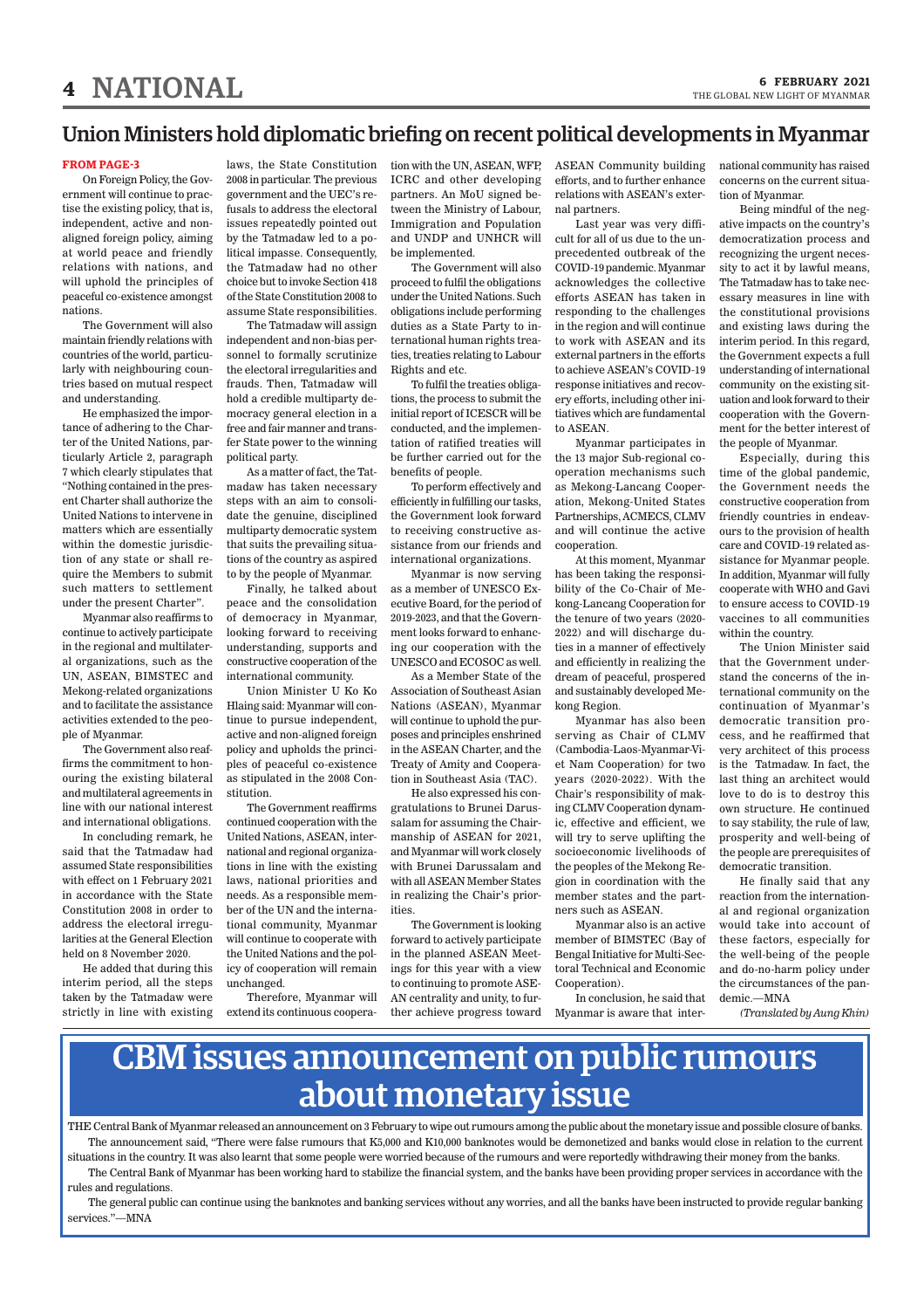# Union Ministers hold diplomatic briefing on recent political developments in Myanmar

**FROM PAGE-3**

On Foreign Policy, the Government will continue to practise the existing policy, that is, independent, active and non-aligned foreign policy, aiming at world peace and friendly relations with nations, and will uphold the principles of peaceful co-existence amongst nations.

The Government will also maintain friendly relations with countries of the world, particularly with neighbouring countries based on mutual respect and understanding.

He emphasized the importance of adhering to the Charter of the United Nations, particularly Article 2, paragraph 7 which clearly stipulates that "Nothing contained in the present Charter shall authorize the United Nations to intervene in matters which are essentially within the domestic jurisdiction of any state or shall require the Members to submit such matters to settlement under the present Charter".

Myanmar also reaffirms to continue to actively participate in the regional and multilateral organizations, such as the UN, ASEAN, BIMSTEC and Mekong-related organizations and to facilitate the assistance activities extended to the people of Myanmar.

The Government also reaffirms the commitment to honouring the existing bilateral and multilateral agreements in line with our national interest and international obligations.

In concluding remark, he said that the Tatmadaw had assumed State responsibilities with effect on 1 February 2021 in accordance with the State Constitution 2008 in order to address the electoral irregularities at the General Election held on 8 November 2020.

He added that during this interim period, all the steps taken by the Tatmadaw were strictly in line with existing laws, the State Constitution 2008 in particular. The previous government and the UEC's refusals to address the electoral issues repeatedly pointed out by the Tatmadaw led to a political impasse. Consequently, the Tatmadaw had no other choice but to invoke Section 418 of the State Constitution 2008 to assume State responsibilities.

The Tatmadaw will assign independent and non-bias personnel to formally scrutinize the electoral irregularities and frauds. Then, Tatmadaw will hold a credible multiparty democracy general election in a free and fair manner and transfer State power to the winning political party.

As a matter of fact, the Tatmadaw has taken necessary steps with an aim to consolidate the genuine, disciplined multiparty democratic system that suits the prevailing situations of the country as aspired to by the people of Myanmar.

Finally, he talked about peace and the consolidation of democracy in Myanmar, looking forward to receiving understanding, supports and constructive cooperation of the international community.

Union Minister U Ko Ko Hlaing said: Myanmar will continue to pursue independent, active and non-aligned foreign policy and upholds the principles of peaceful co-existence as stipulated in the 2008 Constitution.

The Government reaffirms continued cooperation with the United Nations, ASEAN, international and regional organizations in line with the existing laws, national priorities and needs. As a responsible member of the UN and the international community, Myanmar will continue to cooperate with the United Nations and the policy of cooperation will remain unchanged.

Therefore, Myanmar will extend its continuous cooperation with the UN, ASEAN, WFP, ICRC and other developing partners. An MoU signed between the Ministry of Labour, Immigration and Population and UNDP and UNHCR will be implemented.

The Government will also proceed to fulfil the obligations under the United Nations. Such obligations include performing duties as a State Party to international human rights treaties, treaties relating to Labour Rights and etc.

To fulfil the treaties obligations, the process to submit the initial report of ICESCR will be conducted, and the implementation of ratified treaties will be further carried out for the benefits of people.

To perform effectively and efficiently in fulfilling our tasks, the Government look forward to receiving constructive assistance from our friends and international organizations.

Myanmar is now serving as a member of UNESCO Executive Board, for the period of 2019-2023, and that the Government looks forward to enhancing our cooperation with the UNESCO and ECOSOC as well.

As a Member State of the Association of Southeast Asian Nations (ASEAN), Myanmar will continue to uphold the purposes and principles enshrined in the ASEAN Charter, and the Treaty of Amity and Cooperation in Southeast Asia (TAC).

He also expressed his congratulations to Brunei Darussalam for assuming the Chairmanship of ASEAN for 2021, and Myanmar will work closely with Brunei Darussalam and with all ASEAN Member States in realizing the Chair's priorities.

The Government is looking forward to actively participate in the planned ASEAN Meetings for this year with a view to continuing to promote ASEAN centrality and unity, to further achieve progress toward ASEAN Community building efforts, and to further enhance relations with ASEAN's external partners.

Last year was very difficult for all of us due to the unprecedented outbreak of the COVID-19 pandemic. Myanmar acknowledges the collective efforts ASEAN has taken in responding to the challenges in the region and will continue to work with ASEAN and its external partners in the efforts to achieve ASEAN's COVID-19 response initiatives and recovery efforts, including other initiatives which are fundamental to ASEAN.

Myanmar participates in the 13 major Sub-regional cooperation mechanisms such as Mekong-Lancang Cooperation, Mekong-United States Partnerships, ACMECS, CLMV and will continue the active cooperation.

At this moment, Myanmar has been taking the responsibility of the Co-Chair of Mekong-Lancang Cooperation for the tenure of two years (2020-2022) and will discharge duties in a manner of effectively and efficiently in realizing the dream of peaceful, prospered and sustainably developed Mekong Region.

Myanmar has also been serving as Chair of CLMV (Cambodia-Laos-Myanmar-Viet Nam Cooperation) for two years (2020-2022). With the Chair's responsibility of making CLMV Cooperation dynamic, effective and efficient, we will try to serve uplifting the socioeconomic livelihoods of the peoples of the Mekong Region in coordination with the member states and the partners such as ASEAN.

Myanmar also is an active member of BIMSTEC (Bay of Bengal Initiative for Multi-Sectoral Technical and Economic Cooperation).

In conclusion, he said that Myanmar is aware that international community has raised concerns on the current situation of Myanmar.

Being mindful of the negative impacts on the country's democratization process and recognizing the urgent necessity to act it by lawful means, The Tatmadaw has to take necessary measures in line with the constitutional provisions and existing laws during the interim period. In this regard, the Government expects a full understanding of international community on the existing situation and look forward to their cooperation with the Government for the better interest of the people of Myanmar.

Especially, during this time of the global pandemic, the Government needs the constructive cooperation from friendly countries in endeavours to the provision of health care and COVID-19 related assistance for Myanmar people. In addition, Myanmar will fully cooperate with WHO and Gavi to ensure access to COVID-19 vaccines to all communities within the country.

The Union Minister said that the Government understand the concerns of the international community on the continuation of Myanmar's democratic transition process, and he reaffirmed that very architect of this process is the Tatmadaw. In fact, the last thing an architect would love to do is to destroy this own structure. He continued to say stability, the rule of law, prosperity and well-being of the people are prerequisites of democratic transition.

He finally said that any reaction from the international and regional organization would take into account of these factors, especially for the well-being of the people and do-no-harm policy under the circumstances of the pandemic.—MNA

*(Translated by Aung Khin)*

# CBM issues announcement on public rumours about monetary issue

THE Central Bank of Myanmar released an announcement on 3 February to wipe out rumours among the public about the monetary issue and possible closure of banks.

The announcement said, "There were false rumours that K5,000 and K10,000 banknotes would be demonetized and banks would close in relation to the current situations in the country. It was also learnt that some people were worried because of the rumours and were reportedly withdrawing their money from the banks.

The Central Bank of Myanmar has been working hard to stabilize the financial system, and the banks have been providing proper services in accordance with the rules and regulations.

The general public can continue using the banknotes and banking services without any worries, and all the banks have been instructed to provide regular banking services."—MNA